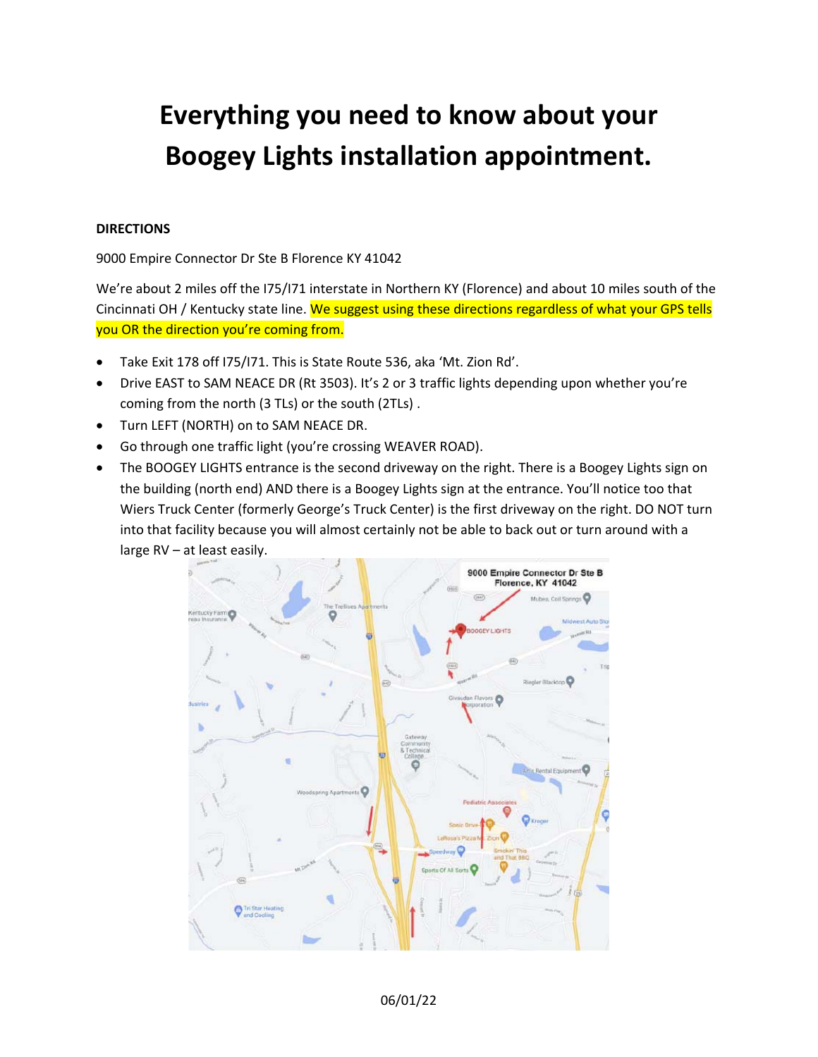# Everything you need to know about your Boogey Lights installation appointment.

**DIRECTIONS**

9000 Empire Connector Dr Ste B Florence KY 41042

We're about 2 miles off the I75/I71 interstate in Northern KY (Florence) and about 10 miles south of the Cincinnati OH / Kentucky state line. We suggest using these directions regardless of what your GPS tells you OR the direction you're coming from.

- Take Exit 178 off I75/I71. This is State Route 536, aka 'Mt. Zion Rd'.
- Drive EAST to SAM NEACE DR (Rt 3503). It's 2 or 3 traffic lights depending upon whether you're coming from the north (3 TLs) or the south (2TLs) .
- Turn LEFT (NORTH) on to SAM NEACE DR.
- Go through one traffic light (you're crossing WEAVER ROAD).
- The BOOGEY LIGHTS entrance is the second driveway on the right. There is a Boogey Lights sign on the building (north end) AND there is a Boogey Lights sign at the entrance. You'll notice too that Wiers Truck Center (formerly George's Truck Center) is the first driveway on the right. DO NOT turn into that facility because you will almost certainly not be able to back out or turn around with a large RV – at least easily.

9000 Empire Connector Dr Ste B Florence, KY 41042

06/01/22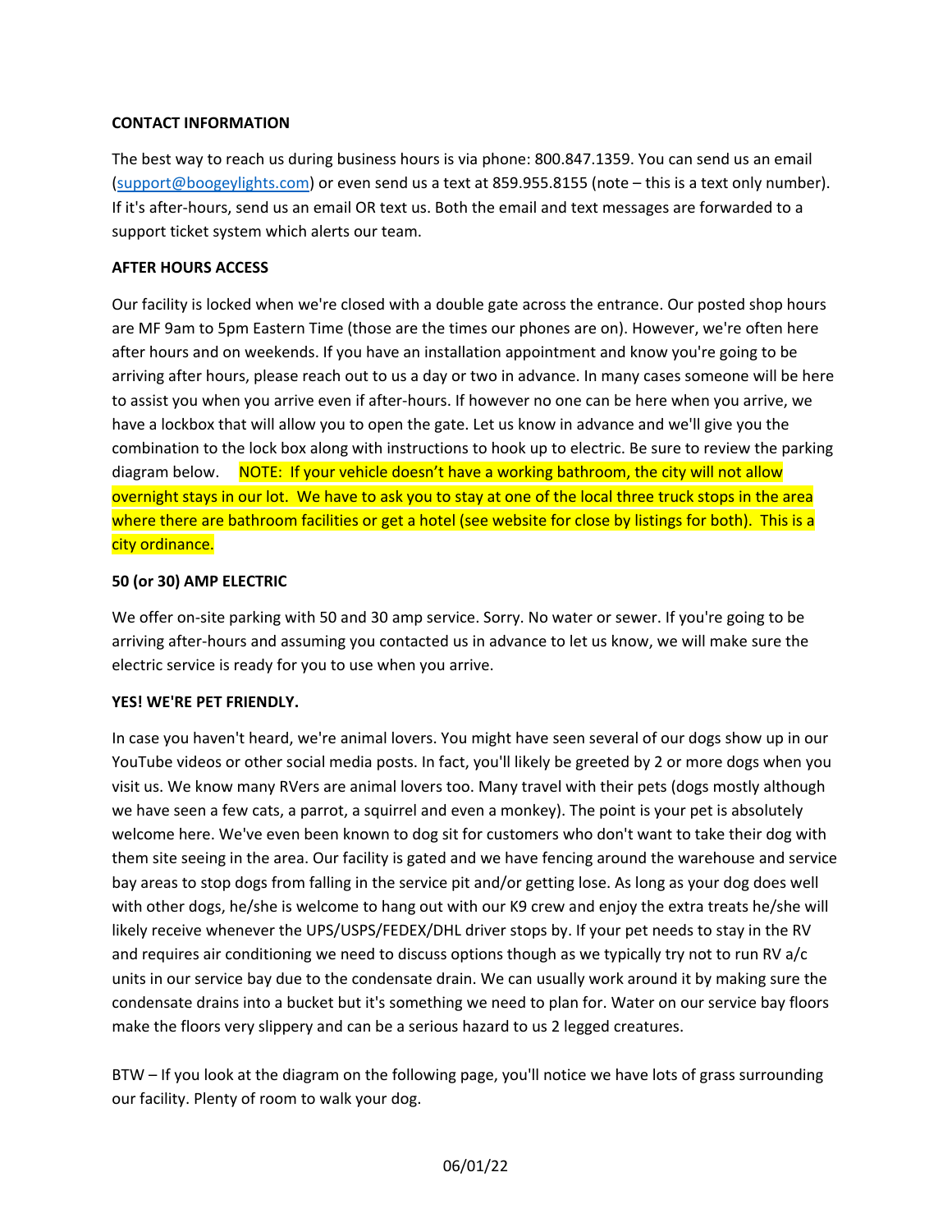**CONTACT INFORMATION**

The best way to reach us during business hours is via phone: 800.847.1359. You can send us an email ([support@boogeylights.com](mailto:support@boogeylights.com)) or even send us a text at 859.955.8155 (note – this is a text only number). If it's after-hours, send us an email OR text us. Both the email and text messages are forwarded to a support ticket system which alerts our team.

**AFTER HOURS ACCESS**

Our facility is locked when we're closed with a double gate across the entrance. Our posted shop hours are MF 9am to 5pm Eastern Time (those are the times our phones are on). However, we're often here after hours and on weekends. If you have an installation appointment and know you're going to be arriving after hours, please reach out to us a day or two in advance. In many cases someone will be here to assist you when you arrive even if after-hours. If however no one can be here when you arrive, we have a lockbox that will allow you to open the gate. Let us know in advance and we'll give you the combination to the lock box along with instructions to hook up to electric. Be sure to review the parking diagram below. NOTE: If your vehicle doesn't have a working bathroom, the city will not allow overnight stays in our lot. We have to ask you to stay at one of the local three truck stops in the area where there are bathroom facilities or get a hotel (see website for close by listings for both). This is a city ordinance.

**50 (or 30) AMP ELECTRIC**

We offer on-site parking with 50 and 30 amp service. Sorry. No water or sewer. If you're going to be arriving after-hours and assuming you contacted us in advance to let us know, we will make sure the electric service is ready for you to use when you arrive.

**YES! WE'RE PET FRIENDLY.**

In case you haven't heard, we're animal lovers. You might have seen several of our dogs show up in our YouTube videos or other social media posts. In fact, you'll likely be greeted by 2 or more dogs when you visit us. We know many RVers are animal lovers too. Many travel with their pets (dogs mostly although we have seen a few cats, a parrot, a squirrel and even a monkey). The point is your pet is absolutely welcome here. We've even been known to dog sit for customers who don't want to take their dog with them site seeing in the area. Our facility is gated and we have fencing around the warehouse and service bay areas to stop dogs from falling in the service pit and/or getting lose. As long as your dog does well with other dogs, he/she is welcome to hang out with our K9 crew and enjoy the extra treats he/she will likely receive whenever the UPS/USPS/FEDEX/DHL driver stops by. If your pet needs to stay in the RV and requires air conditioning we need to discuss options though as we typically try not to run RV a/c units in our service bay due to the condensate drain. We can usually work around it by making sure the condensate drains into a bucket but it's something we need to plan for. Water on our service bay floors make the floors very slippery and can be a serious hazard to us 2 legged creatures.

BTW – If you look at the diagram on the following page, you'll notice we have lots of grass surrounding our facility. Plenty of room to walk your dog.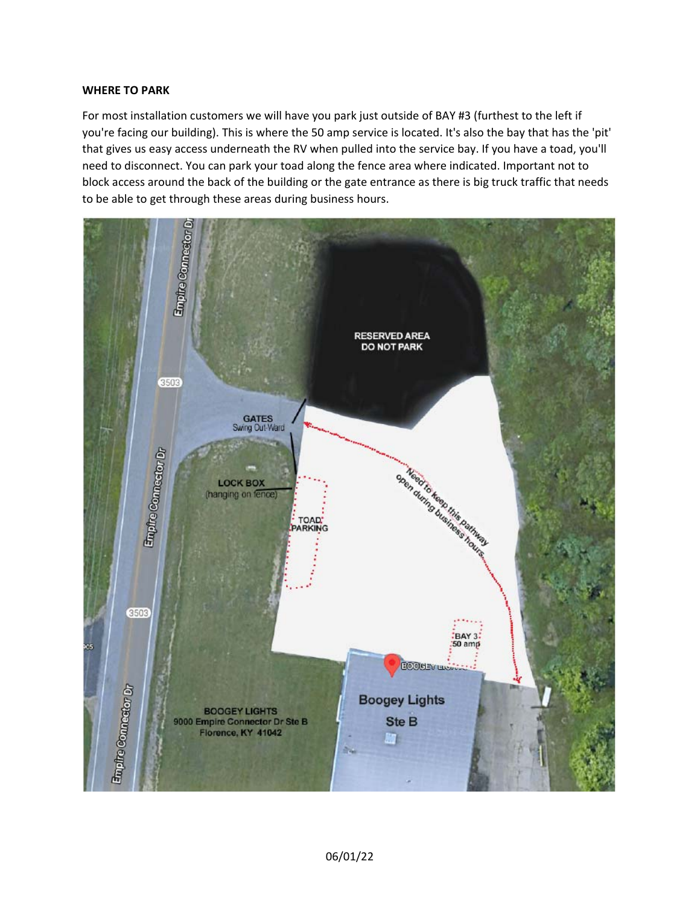**WHERE TO PARK**

For most installation customers we will have you park just outside of BAY #3 (furthest to the left if you're facing our building). This is where the 50 amp service is located. It's also the bay that has the 'pit' that gives us easy access underneath the RV when pulled into the service bay. If you have a toad, you'll need to disconnect. You can park your toad along the fence area where indicated. Important not to block access around the back of the building or the gate entrance as there is big truck traffic that needs to be able to get through these areas during business hours.

06/01/22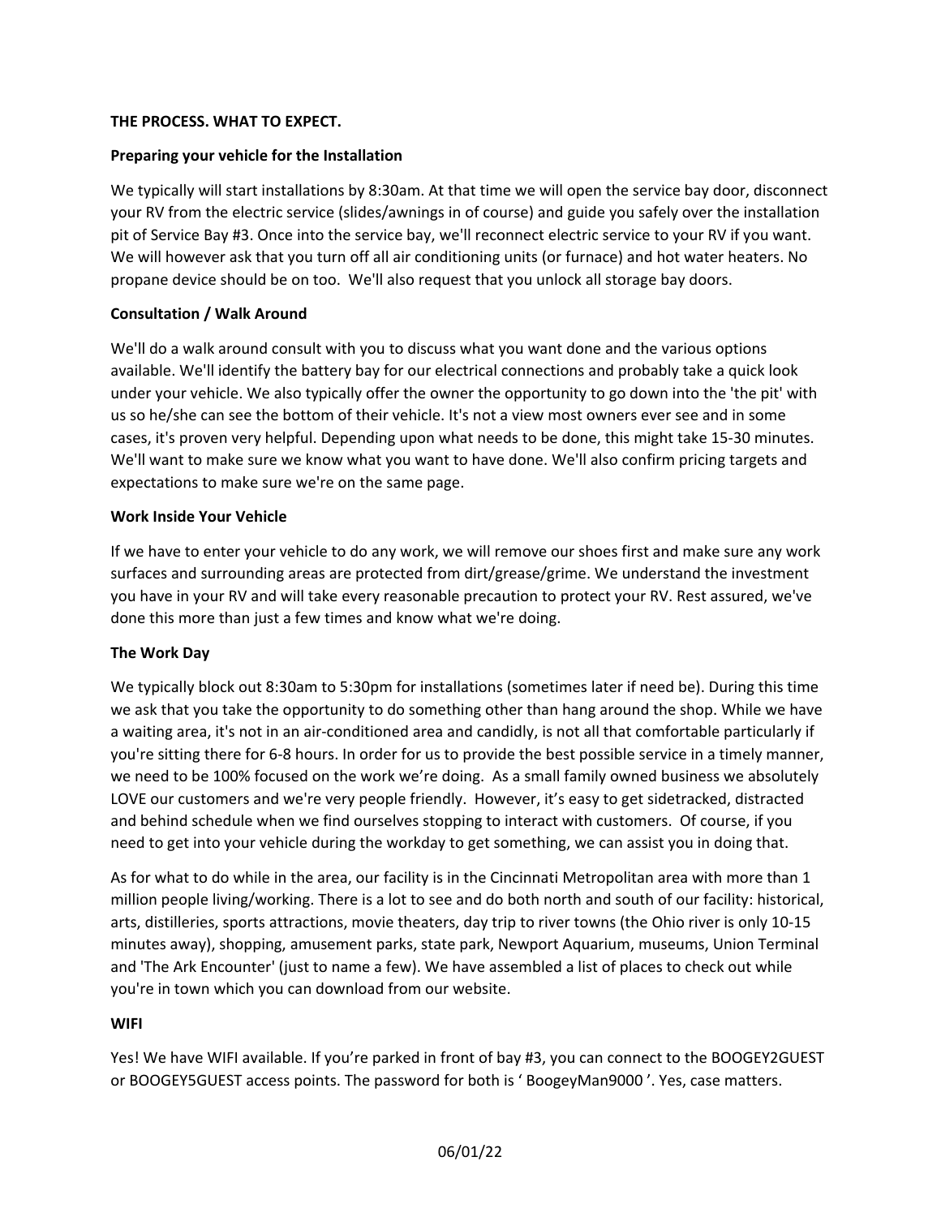## THE PROCESS. WHAT TO EXPECT.

### Preparing your vehicle for the Installation

We typically will start installations by 8:30am. At that time we will open the service bay door, disconnect your RV from the electric service (slides/awnings in of course) and guide you safely over the installation pit of Service Bay #3. Once into the service bay, we'll reconnect electric service to your RV if you want. We will however ask that you turn off all air conditioning units (or furnace) and hot water heaters. No propane device should be on too. We'll also request that you unlock all storage bay doors.

### Consultation / Walk Around

We'll do a walk around consult with you to discuss what you want done and the various options available. We'll identify the battery bay for our electrical connections and probably take a quick look under your vehicle. We also typically offer the owner the opportunity to go down into the 'the pit' with us so he/she can see the bottom of their vehicle. It's not a view most owners ever see and in some cases, it's proven very helpful. Depending upon what needs to be done, this might take 15-30 minutes. We'll want to make sure we know what you want to have done. We'll also confirm pricing targets and expectations to make sure we're on the same page.

### Work Inside Your Vehicle

If we have to enter your vehicle to do any work, we will remove our shoes first and make sure any work surfaces and surrounding areas are protected from dirt/grease/grime. We understand the investment you have in your RV and will take every reasonable precaution to protect your RV. Rest assured, we've done this more than just a few times and know what we're doing.

### The Work Day

We typically block out 8:30am to 5:30pm for installations (sometimes later if need be). During this time we ask that you take the opportunity to do something other than hang around the shop. While we have a waiting area, it's not in an air-conditioned area and candidly, is not all that comfortable particularly if you're sitting there for 6-8 hours. In order for us to provide the best possible service in a timely manner, we need to be 100% focused on the work we're doing. As a small family owned business we absolutely LOVE our customers and we're very people friendly. However, it's easy to get sidetracked, distracted and behind schedule when we find ourselves stopping to interact with customers. Of course, if you need to get into your vehicle during the workday to get something, we can assist you in doing that.

As for what to do while in the area, our facility is in the Cincinnati Metropolitan area with more than 1 million people living/working. There is a lot to see and do both north and south of our facility: historical, arts, distilleries, sports attractions, movie theaters, day trip to river towns (the Ohio river is only 10-15 minutes away), shopping, amusement parks, state park, Newport Aquarium, museums, Union Terminal and 'The Ark Encounter' (just to name a few). We have assembled a list of places to check out while you're in town which you can download from our website.

### WIFI

Yes! We have WIFI available. If you're parked in front of bay #3, you can connect to the BOOGEY2GUEST or BOOGEY5GUEST access points. The password for both is ' BoogeyMan9000 '. Yes, case matters.

06/01/22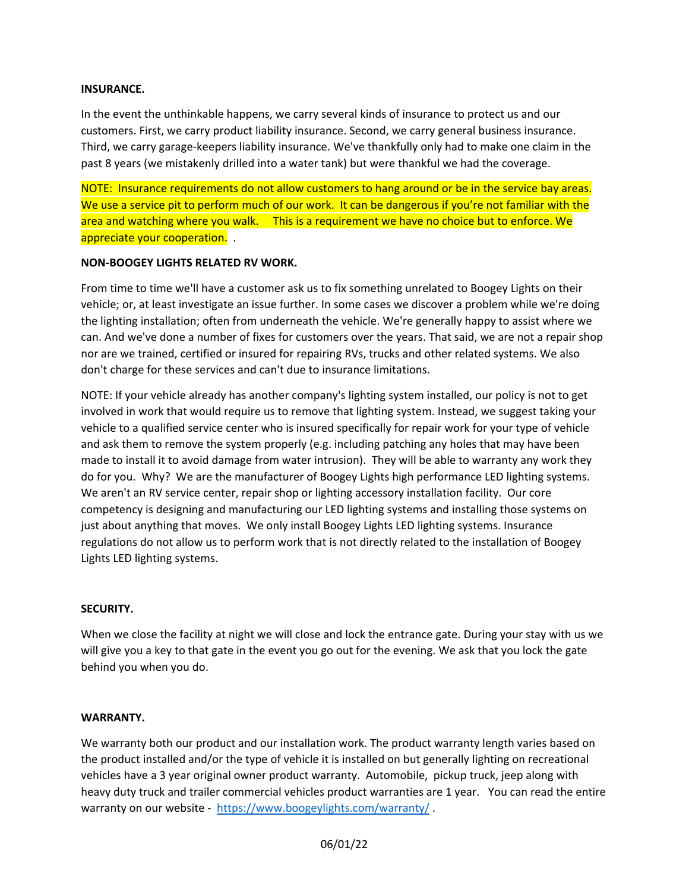**INSURANCE.**

In the event the unthinkable happens, we carry several kinds of insurance to protect us and our customers. First, we carry product liability insurance. Second, we carry general business insurance. Third, we carry garage-keepers liability insurance. We've thankfully only had to make one claim in the past 8 years (we mistakenly drilled into a water tank) but were thankful we had the coverage.

NOTE: Insurance requirements do not allow customers to hang around or be in the service bay areas. We use a service pit to perform much of our work. It can be dangerous if you're not familiar with the area and watching where you walk. This is a requirement we have no choice but to enforce. We appreciate your cooperation. .

**NON-BOOGEY LIGHTS RELATED RV WORK.**

From time to time we'll have a customer ask us to fix something unrelated to Boogey Lights on their vehicle; or, at least investigate an issue further. In some cases we discover a problem while we're doing the lighting installation; often from underneath the vehicle. We're generally happy to assist where we can. And we've done a number of fixes for customers over the years. That said, we are not a repair shop nor are we trained, certified or insured for repairing RVs, trucks and other related systems. We also don't charge for these services and can't due to insurance limitations.

NOTE: If your vehicle already has another company's lighting system installed, our policy is not to get involved in work that would require us to remove that lighting system. Instead, we suggest taking your vehicle to a qualified service center who is insured specifically for repair work for your type of vehicle and ask them to remove the system properly (e.g. including patching any holes that may have been made to install it to avoid damage from water intrusion). They will be able to warranty any work they do for you. Why? We are the manufacturer of Boogey Lights high performance LED lighting systems. We aren't an RV service center, repair shop or lighting accessory installation facility. Our core competency is designing and manufacturing our LED lighting systems and installing those systems on just about anything that moves. We only install Boogey Lights LED lighting systems. Insurance regulations do not allow us to perform work that is not directly related to the installation of Boogey Lights LED lighting systems.

**SECURITY.**

When we close the facility at night we will close and lock the entrance gate. During your stay with us we will give you a key to that gate in the event you go out for the evening. We ask that you lock the gate behind you when you do.

**WARRANTY.**

We warranty both our product and our installation work. The product warranty length varies based on the product installed and/or the type of vehicle it is installed on but generally lighting on recreational vehicles have a 3 year original owner product warranty. Automobile, pickup truck, jeep along with heavy duty truck and trailer commercial vehicles product warranties are 1 year. You can read the entire warranty on our website - https://www.boogeylights.com/warranty/ .

06/01/22